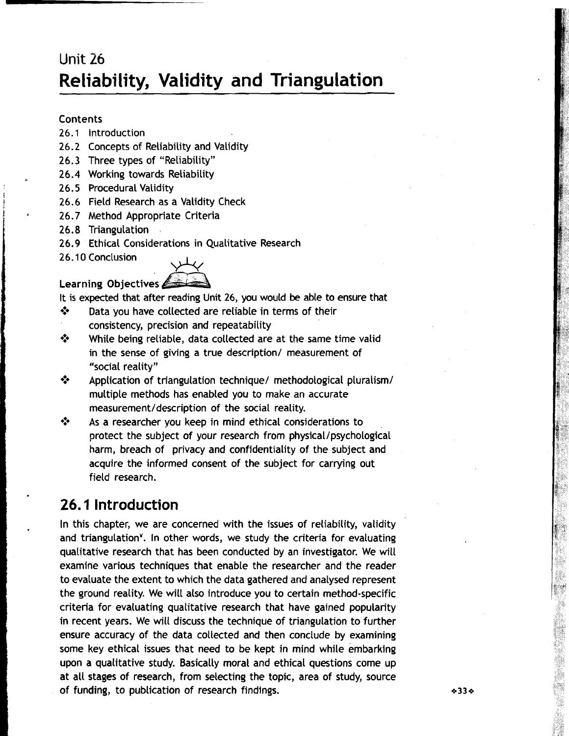# Unit 26

# Reliability, Validity and Triangulation

**Contents**

26.1 Introduction

26.2 Concepts of Reliability and Validity

26.3 Three types of "Reliability"

26.4 Working towards Reliability

26.5 Procedural Validity

26.6 Field Research as a Validity Check

26.7 Method Appropriate Criteria

26.8 Triangulation

26.9 Ethical Considerations in Qualitative Research

26.10 Conclusion

**Learning Objectives**

It is expected that after reading Unit 26, you would be able to ensure that

- Data you have collected are reliable in terms of their consistency, precision and repeatability
- While being reliable, data collected are at the same time valid in the sense of giving a true description/ measurement of "social reality"
- Application of triangulation technique/ methodological pluralism/ multiple methods has enabled you to make an accurate measurement/description of the social reality.
- As a researcher you keep in mind ethical considerations to protect the subject of your research from physical/psychological harm, breach of privacy and confidentiality of the subject and acquire the informed consent of the subject for carrying out field research.

## 26.1 Introduction

In this chapter, we are concerned with the issues of reliability, validity and triangulation[v]. In other words, we study the criteria for evaluating qualitative research that has been conducted by an investigator. We will examine various techniques that enable the researcher and the reader to evaluate the extent to which the data gathered and analysed represent the ground reality. We will also introduce you to certain method-specific criteria for evaluating qualitative research that have gained popularity in recent years. We will discuss the technique of triangulation to further ensure accuracy of the data collected and then conclude by examining some key ethical issues that need to be kept in mind while embarking upon a qualitative study. Basically moral and ethical questions come up at all stages of research, from selecting the topic, area of study, source of funding, to publication of research findings.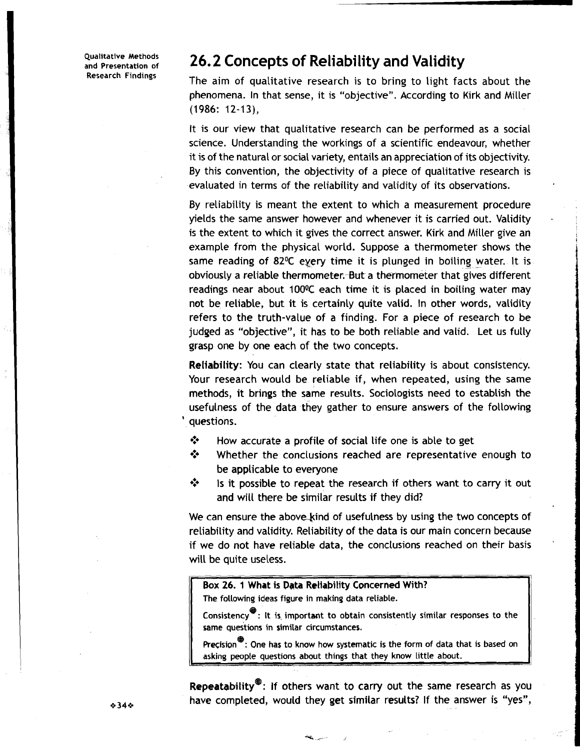## 26.2 Concepts of Reliability and Validity

The aim of qualitative research is to bring to light facts about the phenomena. In that sense, it is "objective". According to Kirk and Miller (1986: 12-13),

It is our view that qualitative research can be performed as a social science. Understanding the workings of a scientific endeavour, whether it is of the natural or social variety, entails an appreciation of its objectivity. By this convention, the objectivity of a piece of qualitative research is evaluated in terms of the reliability and validity of its observations.

By reliability is meant the extent to which a measurement procedure yields the same answer however and whenever it is carried out. Validity is the extent to which it gives the correct answer. Kirk and Miller give an example from the physical world. Suppose a thermometer shows the same reading of 82°C every time it is plunged in boiling water. It is obviously a reliable thermometer. But a thermometer that gives different readings near about 100°C each time it is placed in boiling water may not be reliable, but it is certainly quite valid. In other words, validity refers to the truth-value of a finding. For a piece of research to be judged as "objective", it has to be both reliable and valid. Let us fully grasp one by one each of the two concepts.

**Reliability**: You can clearly state that reliability is about consistency. Your research would be reliable if, when repeated, using the same methods, it brings the same results. Sociologists need to establish the usefulness of the data they gather to ensure answers of the following questions.

- How accurate a profile of social life one is able to get
- Whether the conclusions reached are representative enough to be applicable to everyone
- Is it possible to repeat the research if others want to carry it out and will there be similar results if they did?

We can ensure the above kind of usefulness by using the two concepts of reliability and validity. Reliability of the data is our main concern because if we do not have reliable data, the conclusions reached on their basis will be quite useless.

> **Box 26. 1 What is Data Reliability Concerned With?**
>
> The following ideas figure in making data reliable.
>
> Consistency®: It is important to obtain consistently similar responses to the same questions in similar circumstances.
>
> Precision®: One has to know how systematic is the form of data that is based on asking people questions about things that they know little about.

**Repeatability®**: If others want to carry out the same research as you have completed, would they get similar results? If the answer is "yes",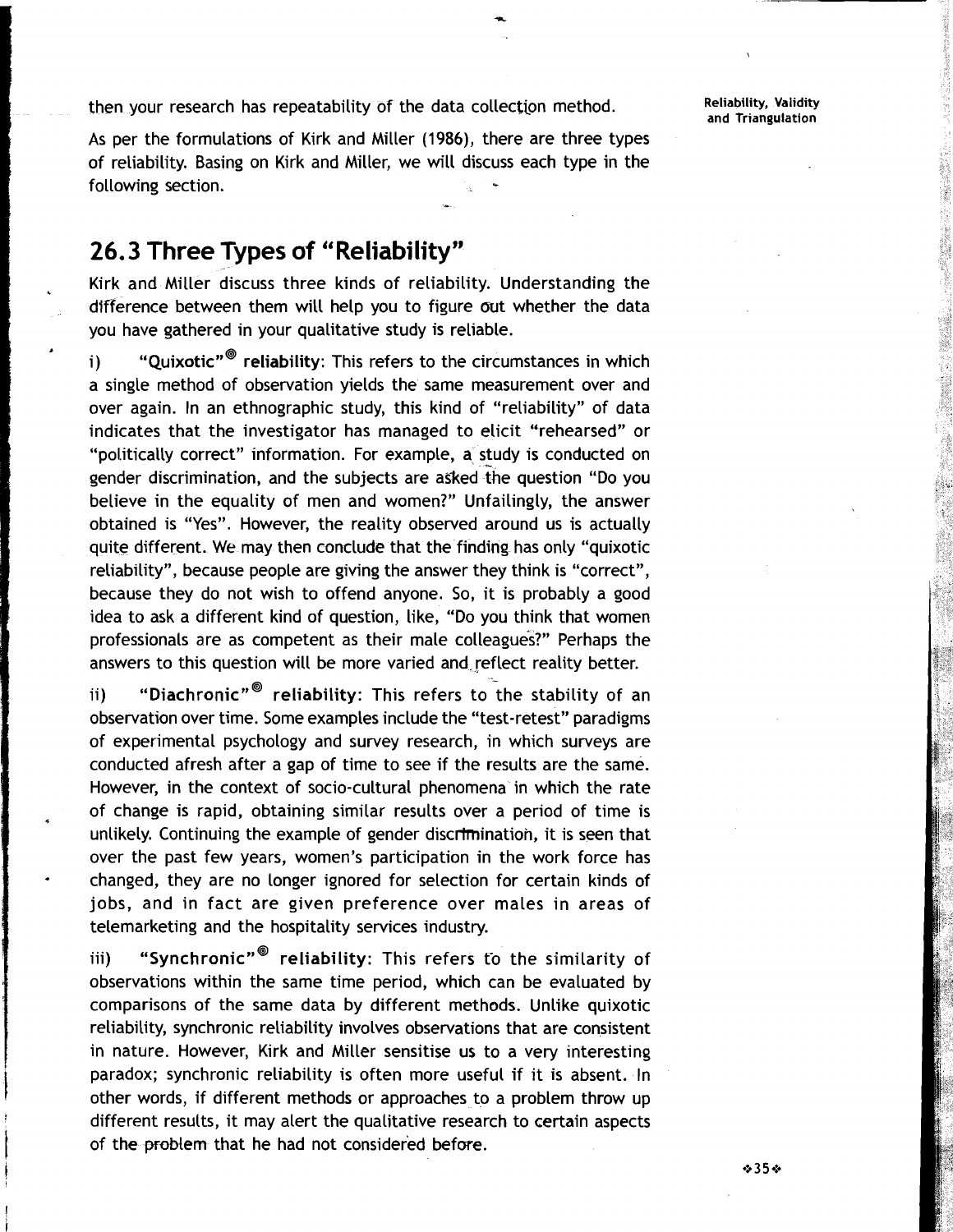then your research has repeatability of the data collection method.

As per the formulations of Kirk and Miller (1986), there are three types of reliability. Basing on Kirk and Miller, we will discuss each type in the following section.

## 26.3 Three Types of "Reliability"

Kirk and Miller discuss three kinds of reliability. Understanding the difference between them will help you to figure out whether the data you have gathered in your qualitative study is reliable.

i) **"Quixotic"® reliability**: This refers to the circumstances in which a single method of observation yields the same measurement over and over again. In an ethnographic study, this kind of "reliability" of data indicates that the investigator has managed to elicit "rehearsed" or "politically correct" information. For example, a study is conducted on gender discrimination, and the subjects are asked the question "Do you believe in the equality of men and women?" Unfailingly, the answer obtained is "Yes". However, the reality observed around us is actually quite different. We may then conclude that the finding has only "quixotic reliability", because people are giving the answer they think is "correct", because they do not wish to offend anyone. So, it is probably a good idea to ask a different kind of question, like, "Do you think that women professionals are as competent as their male colleagues?" Perhaps the answers to this question will be more varied and reflect reality better.

ii) **"Diachronic"® reliability**: This refers to the stability of an observation over time. Some examples include the "test-retest" paradigms of experimental psychology and survey research, in which surveys are conducted afresh after a gap of time to see if the results are the same. However, in the context of socio-cultural phenomena in which the rate of change is rapid, obtaining similar results over a period of time is unlikely. Continuing the example of gender discrimination, it is seen that over the past few years, women's participation in the work force has changed, they are no longer ignored for selection for certain kinds of jobs, and in fact are given preference over males in areas of telemarketing and the hospitality services industry.

iii) **"Synchronic"® reliability**: This refers to the similarity of observations within the same time period, which can be evaluated by comparisons of the same data by different methods. Unlike quixotic reliability, synchronic reliability involves observations that are consistent in nature. However, Kirk and Miller sensitise us to a very interesting paradox; synchronic reliability is often more useful if it is absent. In other words, if different methods or approaches to a problem throw up different results, it may alert the qualitative research to certain aspects of the problem that he had not considered before.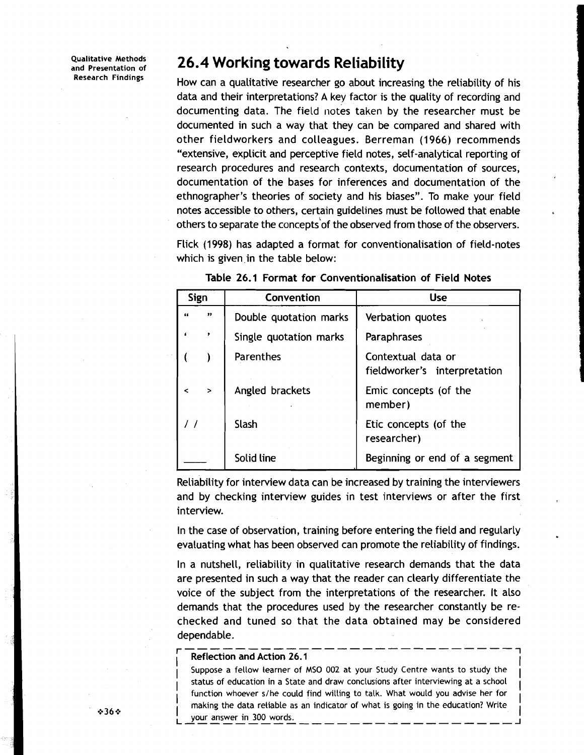## 26.4 Working towards Reliability

How can a qualitative researcher go about increasing the reliability of his data and their interpretations? A key factor is the quality of recording and documenting data. The field notes taken by the researcher must be documented in such a way that they can be compared and shared with other fieldworkers and colleagues. Berreman (1966) recommends "extensive, explicit and perceptive field notes, self-analytical reporting of research procedures and research contexts, documentation of sources, documentation of the bases for inferences and documentation of the ethnographer's theories of society and his biases". To make your field notes accessible to others, certain guidelines must be followed that enable others to separate the concepts of the observed from those of the observers.

Flick (1998) has adapted a format for conventionalisation of field-notes which is given in the table below:

**Table 26.1 Format for Conventionalisation of Field Notes**

| Sign | Convention | Use |
|---|---|---|
| " " | Double quotation marks | Verbation quotes |
| ' ' | Single quotation marks | Paraphrases |
| ( ) | Parenthes | Contextual data or fieldworker's interpretation |
| < > | Angled brackets | Emic concepts (of the member) |
| / / | Slash | Etic concepts (of the researcher) |
| ____ | Solid line | Beginning or end of a segment |

Reliability for interview data can be increased by training the interviewers and by checking interview guides in test interviews or after the first interview.

In the case of observation, training before entering the field and regularly evaluating what has been observed can promote the reliability of findings.

In a nutshell, reliability in qualitative research demands that the data are presented in such a way that the reader can clearly differentiate the voice of the subject from the interpretations of the researcher. It also demands that the procedures used by the researcher constantly be re-checked and tuned so that the data obtained may be considered dependable.

**Reflection and Action 26.1**

Suppose a fellow learner of MSO 002 at your Study Centre wants to study the status of education in a State and draw conclusions after interviewing at a school function whoever s/he could find willing to talk. What would you advise her for making the data reliable as an indicator of what is going in the education? Write your answer in 300 words.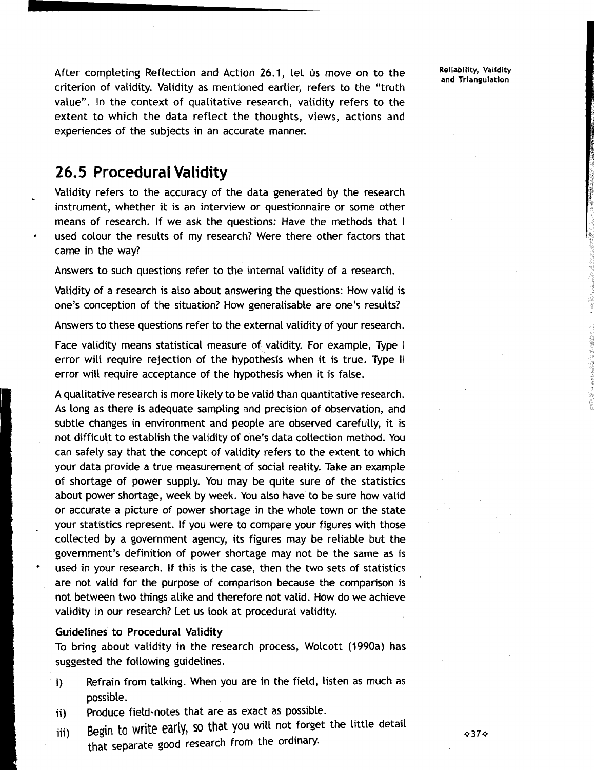After completing Reflection and Action 26.1, let ûs move on to the criterion of validity. Validity as mentioned earlier, refers to the "truth value". In the context of qualitative research, validity refers to the extent to which the data reflect the thoughts, views, actions and experiences of the subjects in an accurate manner.

## 26.5 Procedural Validity

Validity refers to the accuracy of the data generated by the research instrument, whether it is an interview or questionnaire or some other means of research. If we ask the questions: Have the methods that I used colour the results of my research? Were there other factors that came in the way?

Answers to such questions refer to the internal validity of a research.

Validity of a research is also about answering the questions: How valid is one's conception of the situation? How generalisable are one's results?

Answers to these questions refer to the external validity of your research.

Face validity means statistical measure of validity. For example, Type I error will require rejection of the hypothesis when it is true. Type II error will require acceptance of the hypothesis when it is false.

A qualitative research is more likely to be valid than quantitative research. As long as there is adequate sampling and precision of observation, and subtle changes in environment and people are observed carefully, it is not difficult to establish the validity of one's data collection method. You can safely say that the concept of validity refers to the extent to which your data provide a true measurement of social reality. Take an example of shortage of power supply. You may be quite sure of the statistics about power shortage, week by week. You also have to be sure how valid or accurate a picture of power shortage in the whole town or the state your statistics represent. If you were to compare your figures with those collected by a government agency, its figures may be reliable but the government's definition of power shortage may not be the same as is used in your research. If this is the case, then the two sets of statistics are not valid for the purpose of comparison because the comparison is not between two things alike and therefore not valid. How do we achieve validity in our research? Let us look at procedural validity.

**Guidelines to Procedural Validity**

To bring about validity in the research process, Wolcott (1990a) has suggested the following guidelines.

i) Refrain from talking. When you are in the field, listen as much as possible.

ii) Produce field-notes that are as exact as possible.

iii) Begin to write early, so that you will not forget the little detail that separate good research from the ordinary.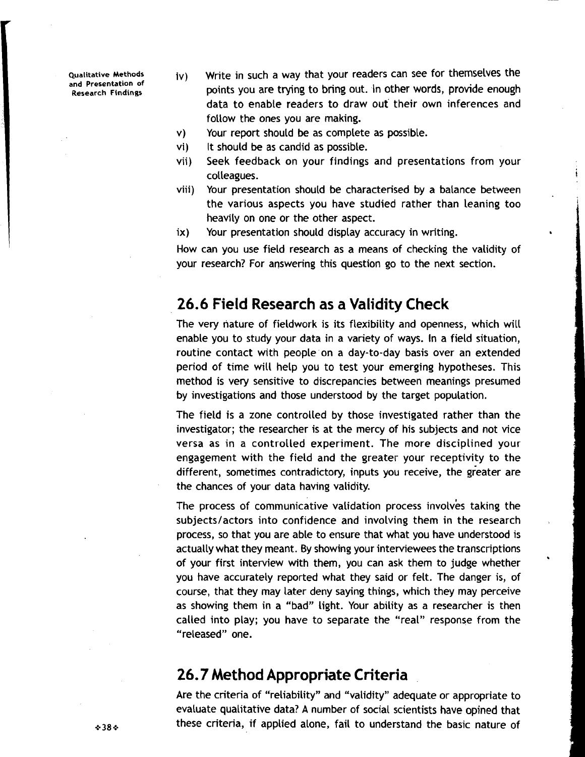iv) Write in such a way that your readers can see for themselves the points you are trying to bring out. In other words, provide enough data to enable readers to draw out their own inferences and follow the ones you are making.

v) Your report should be as complete as possible.

vi) It should be as candid as possible.

vii) Seek feedback on your findings and presentations from your colleagues.

viii) Your presentation should be characterised by a balance between the various aspects you have studied rather than leaning too heavily on one or the other aspect.

ix) Your presentation should display accuracy in writing.

How can you use field research as a means of checking the validity of your research? For answering this question go to the next section.

## 26.6 Field Research as a Validity Check

The very nature of fieldwork is its flexibility and openness, which will enable you to study your data in a variety of ways. In a field situation, routine contact with people on a day-to-day basis over an extended period of time will help you to test your emerging hypotheses. This method is very sensitive to discrepancies between meanings presumed by investigations and those understood by the target population.

The field is a zone controlled by those investigated rather than the investigator; the researcher is at the mercy of his subjects and not vice versa as in a controlled experiment. The more disciplined your engagement with the field and the greater your receptivity to the different, sometimes contradictory, inputs you receive, the greater are the chances of your data having validity.

The process of communicative validation process involves taking the subjects/actors into confidence and involving them in the research process, so that you are able to ensure that what you have understood is actually what they meant. By showing your interviewees the transcriptions of your first interview with them, you can ask them to judge whether you have accurately reported what they said or felt. The danger is, of course, that they may later deny saying things, which they may perceive as showing them in a "bad" light. Your ability as a researcher is then called into play; you have to separate the "real" response from the "released" one.

## 26.7 Method Appropriate Criteria

Are the criteria of "reliability" and "validity" adequate or appropriate to evaluate qualitative data? A number of social scientists have opined that these criteria, if applied alone, fail to understand the basic nature of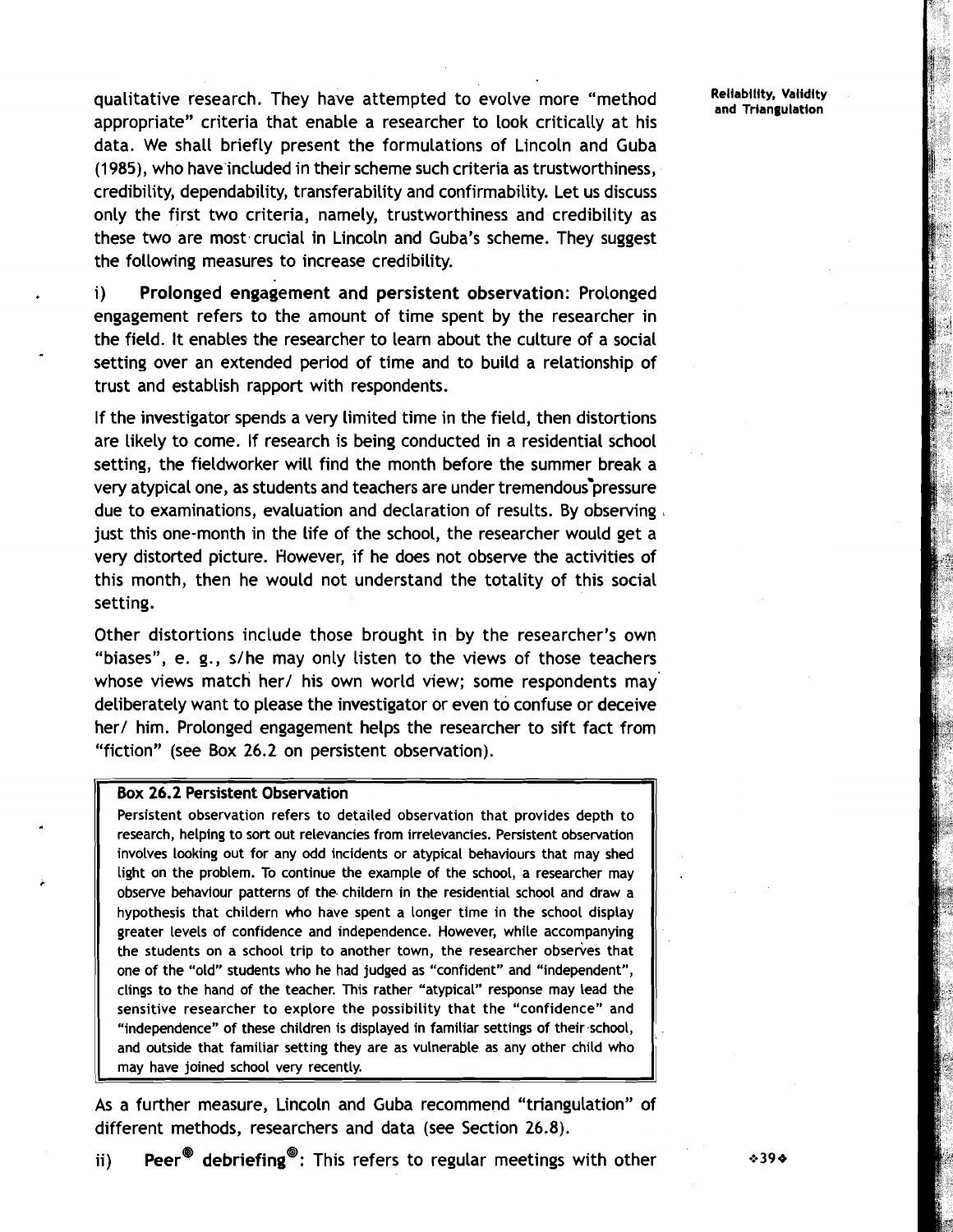qualitative research. They have attempted to evolve more "method appropriate" criteria that enable a researcher to look critically at his data. We shall briefly present the formulations of Lincoln and Guba (1985), who have included in their scheme such criteria as trustworthiness, credibility, dependability, transferability and confirmability. Let us discuss only the first two criteria, namely, trustworthiness and credibility as these two are most crucial in Lincoln and Guba's scheme. They suggest the following measures to increase credibility.

i) **Prolonged engagement and persistent observation**: Prolonged engagement refers to the amount of time spent by the researcher in the field. It enables the researcher to learn about the culture of a social setting over an extended period of time and to build a relationship of trust and establish rapport with respondents.

If the investigator spends a very limited time in the field, then distortions are likely to come. If research is being conducted in a residential school setting, the fieldworker will find the month before the summer break a very atypical one, as students and teachers are under tremendous pressure due to examinations, evaluation and declaration of results. By observing just this one-month in the life of the school, the researcher would get a very distorted picture. However, if he does not observe the activities of this month, then he would not understand the totality of this social setting.

Other distortions include those brought in by the researcher's own "biases", e. g., s/he may only listen to the views of those teachers whose views match her/ his own world view; some respondents may deliberately want to please the investigator or even to confuse or deceive her/ him. Prolonged engagement helps the researcher to sift fact from "fiction" (see Box 26.2 on persistent observation).

> **Box 26.2 Persistent Observation**
>
> Persistent observation refers to detailed observation that provides depth to research, helping to sort out relevancies from irrelevancies. Persistent observation involves looking out for any odd incidents or atypical behaviours that may shed light on the problem. To continue the example of the school, a researcher may observe behaviour patterns of the childern in the residential school and draw a hypothesis that childern who have spent a longer time in the school display greater levels of confidence and independence. However, while accompanying the students on a school trip to another town, the researcher observes that one of the "old" students who he had judged as "confident" and "independent", clings to the hand of the teacher. This rather "atypical" response may lead the sensitive researcher to explore the possibility that the "confidence" and "independence" of these children is displayed in familiar settings of their school, and outside that familiar setting they are as vulnerable as any other child who may have joined school very recently.

As a further measure, Lincoln and Guba recommend "triangulation" of different methods, researchers and data (see Section 26.8).

ii) **Peer® debriefing®**: This refers to regular meetings with other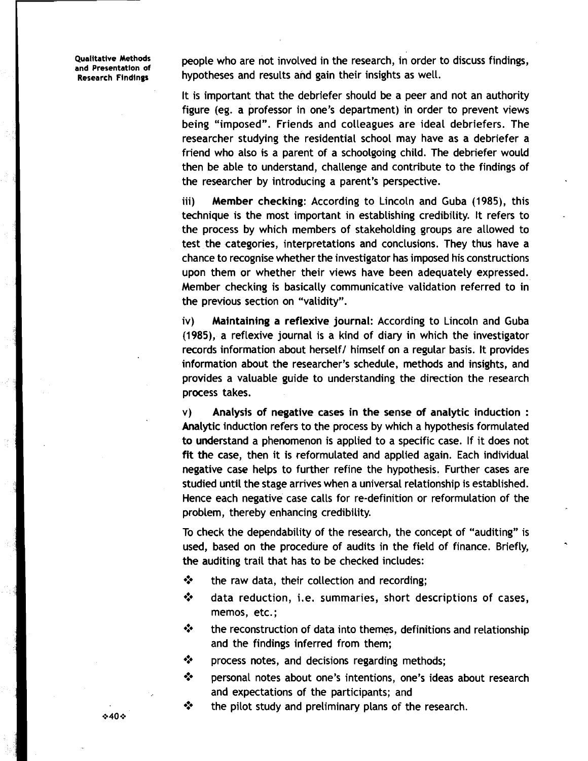people who are not involved in the research, in order to discuss findings, hypotheses and results and gain their insights as well.

It is important that the debriefer should be a peer and not an authority figure (eg. a professor in one's department) in order to prevent views being "imposed". Friends and colleagues are ideal debriefers. The researcher studying the residential school may have as a debriefer a friend who also is a parent of a schoolgoing child. The debriefer would then be able to understand, challenge and contribute to the findings of the researcher by introducing a parent's perspective.

iii) **Member checking**: According to Lincoln and Guba (1985), this technique is the most important in establishing credibility. It refers to the process by which members of stakeholding groups are allowed to test the categories, interpretations and conclusions. They thus have a chance to recognise whether the investigator has imposed his constructions upon them or whether their views have been adequately expressed. Member checking is basically communicative validation referred to in the previous section on "validity".

iv) **Maintaining a reflexive journal**: According to Lincoln and Guba (1985), a reflexive journal is a kind of diary in which the investigator records information about herself/ himself on a regular basis. It provides information about the researcher's schedule, methods and insights, and provides a valuable guide to understanding the direction the research process takes.

v) **Analysis of negative cases in the sense of analytic induction :** Analytic induction refers to the process by which a hypothesis formulated to understand a phenomenon is applied to a specific case. If it does not fit the case, then it is reformulated and applied again. Each individual negative case helps to further refine the hypothesis. Further cases are studied until the stage arrives when a universal relationship is established. Hence each negative case calls for re-definition or reformulation of the problem, thereby enhancing credibility.

To check the dependability of the research, the concept of "auditing" is used, based on the procedure of audits in the field of finance. Briefly, the auditing trail that has to be checked includes:

- the raw data, their collection and recording;
- data reduction, i.e. summaries, short descriptions of cases, memos, etc.;
- the reconstruction of data into themes, definitions and relationship and the findings inferred from them;
- process notes, and decisions regarding methods;
- personal notes about one's intentions, one's ideas about research and expectations of the participants; and
- the pilot study and preliminary plans of the research.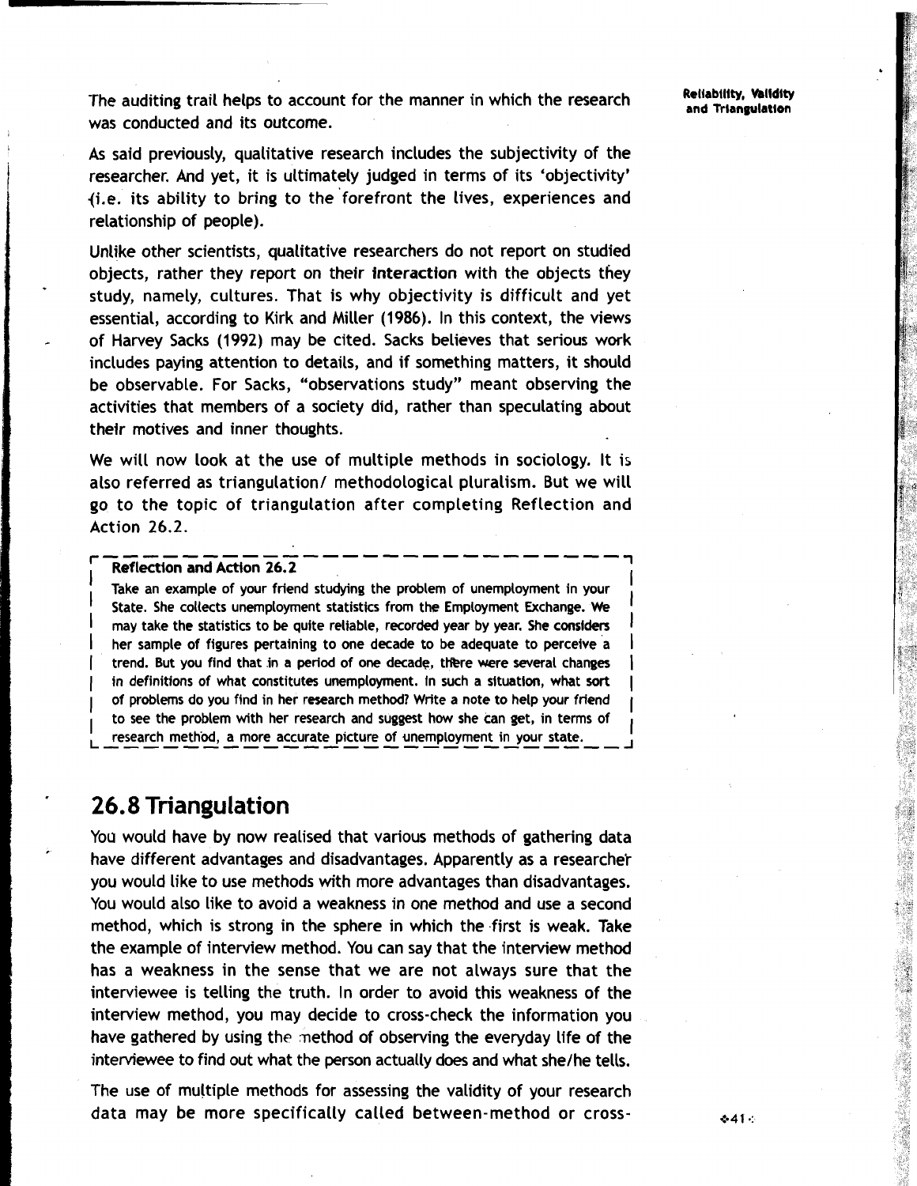The auditing trail helps to account for the manner in which the research was conducted and its outcome.

As said previously, qualitative research includes the subjectivity of the researcher. And yet, it is ultimately judged in terms of its 'objectivity' (i.e. its ability to bring to the forefront the lives, experiences and relationship of people).

Unlike other scientists, qualitative researchers do not report on studied objects, rather they report on their **interaction** with the objects they study, namely, cultures. That is why objectivity is difficult and yet essential, according to Kirk and Miller (1986). In this context, the views of Harvey Sacks (1992) may be cited. Sacks believes that serious work includes paying attention to details, and if something matters, it should be observable. For Sacks, "observations study" meant observing the activities that members of a society did, rather than speculating about their motives and inner thoughts.

We will now look at the use of multiple methods in sociology. It is also referred as triangulation/ methodological pluralism. But we will go to the topic of triangulation after completing Reflection and Action 26.2.

> **Reflection and Action 26.2**
>
> Take an example of your friend studying the problem of unemployment in your State. She collects unemployment statistics from the Employment Exchange. We may take the statistics to be quite reliable, recorded year by year. She considers her sample of figures pertaining to one decade to be adequate to perceive a trend. But you find that in a period of one decade, there were several changes in definitions of what constitutes unemployment. In such a situation, what sort of problems do you find in her research method? Write a note to help your friend to see the problem with her research and suggest how she can get, in terms of research method, a more accurate picture of unemployment in your state.

## 26.8 Triangulation

You would have by now realised that various methods of gathering data have different advantages and disadvantages. Apparently as a researcher you would like to use methods with more advantages than disadvantages. You would also like to avoid a weakness in one method and use a second method, which is strong in the sphere in which the first is weak. Take the example of interview method. You can say that the interview method has a weakness in the sense that we are not always sure that the interviewee is telling the truth. In order to avoid this weakness of the interview method, you may decide to cross-check the information you have gathered by using the method of observing the everyday life of the interviewee to find out what the person actually does and what she/he tells.

The use of multiple methods for assessing the validity of your research data may be more specifically called between-method or cross-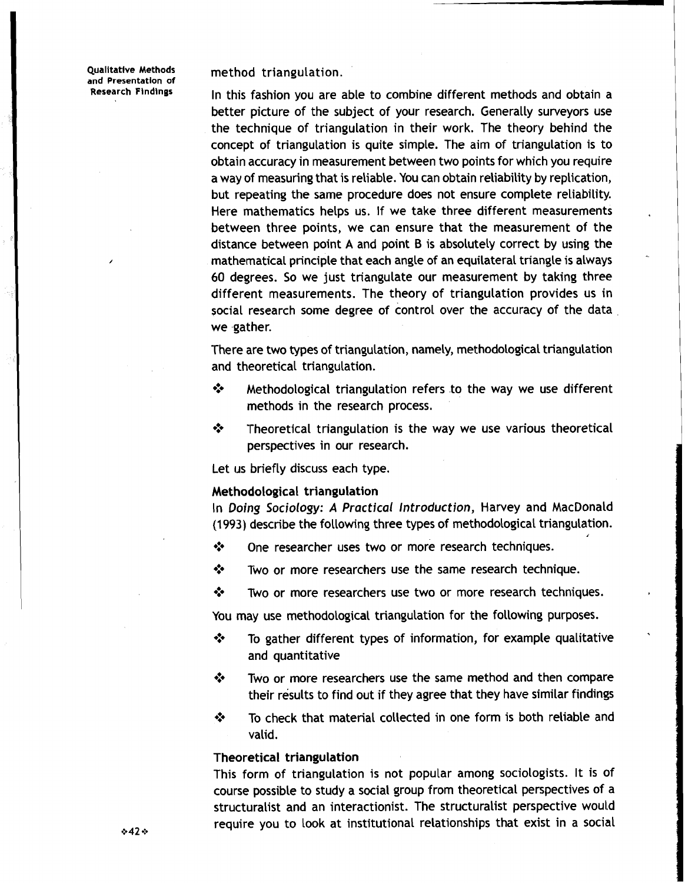method triangulation.

In this fashion you are able to combine different methods and obtain a better picture of the subject of your research. Generally surveyors use the technique of triangulation in their work. The theory behind the concept of triangulation is quite simple. The aim of triangulation is to obtain accuracy in measurement between two points for which you require a way of measuring that is reliable. You can obtain reliability by replication, but repeating the same procedure does not ensure complete reliability. Here mathematics helps us. If we take three different measurements between three points, we can ensure that the measurement of the distance between point A and point B is absolutely correct by using the mathematical principle that each angle of an equilateral triangle is always 60 degrees. So we just triangulate our measurement by taking three different measurements. The theory of triangulation provides us in social research some degree of control over the accuracy of the data we gather.

There are two types of triangulation, namely, methodological triangulation and theoretical triangulation.

- Methodological triangulation refers to the way we use different methods in the research process.
- Theoretical triangulation is the way we use various theoretical perspectives in our research.

Let us briefly discuss each type.

**Methodological triangulation**

In *Doing Sociology: A Practical Introduction*, Harvey and MacDonald (1993) describe the following three types of methodological triangulation.

- One researcher uses two or more research techniques.
- Two or more researchers use the same research technique.
- Two or more researchers use two or more research techniques.

You may use methodological triangulation for the following purposes.

- To gather different types of information, for example qualitative and quantitative
- Two or more researchers use the same method and then compare their results to find out if they agree that they have similar findings
- To check that material collected in one form is both reliable and valid.

**Theoretical triangulation**

This form of triangulation is not popular among sociologists. It is of course possible to study a social group from theoretical perspectives of a structuralist and an interactionist. The structuralist perspective would require you to look at institutional relationships that exist in a social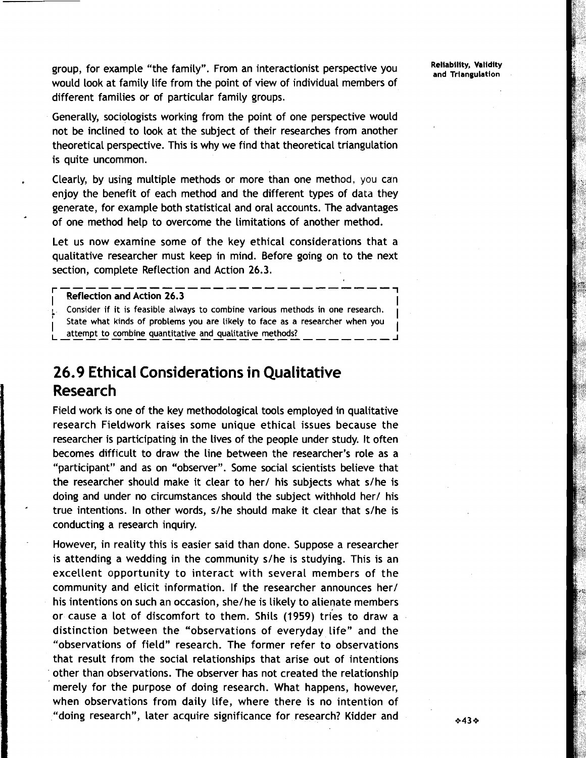group, for example "the family". From an interactionist perspective you would look at family life from the point of view of individual members of different families or of particular family groups.

Generally, sociologists working from the point of one perspective would not be inclined to look at the subject of their researches from another theoretical perspective. This is why we find that theoretical triangulation is quite uncommon.

Clearly, by using multiple methods or more than one method, you can enjoy the benefit of each method and the different types of data they generate, for example both statistical and oral accounts. The advantages of one method help to overcome the limitations of another method.

Let us now examine some of the key ethical considerations that a qualitative researcher must keep in mind. Before going on to the next section, complete Reflection and Action 26.3.

> **Reflection and Action 26.3**
>
> Consider if it is feasible always to combine various methods in one research. State what kinds of problems you are likely to face as a researcher when you attempt to combine quantitative and qualitative methods?

## 26.9 Ethical Considerations in Qualitative Research

Field work is one of the key methodological tools employed in qualitative research Fieldwork raises some unique ethical issues because the researcher is participating in the lives of the people under study. It often becomes difficult to draw the line between the researcher's role as a "participant" and as on "observer". Some social scientists believe that the researcher should make it clear to her/ his subjects what s/he is doing and under no circumstances should the subject withhold her/ his true intentions. In other words, s/he should make it clear that s/he is conducting a research inquiry.

However, in reality this is easier said than done. Suppose a researcher is attending a wedding in the community s/he is studying. This is an excellent opportunity to interact with several members of the community and elicit information. If the researcher announces her/ his intentions on such an occasion, she/he is likely to alienate members or cause a lot of discomfort to them. Shils (1959) tries to draw a distinction between the "observations of everyday life" and the "observations of field" research. The former refer to observations that result from the social relationships that arise out of intentions other than observations. The observer has not created the relationship merely for the purpose of doing research. What happens, however, when observations from daily life, where there is no intention of "doing research", later acquire significance for research? Kidder and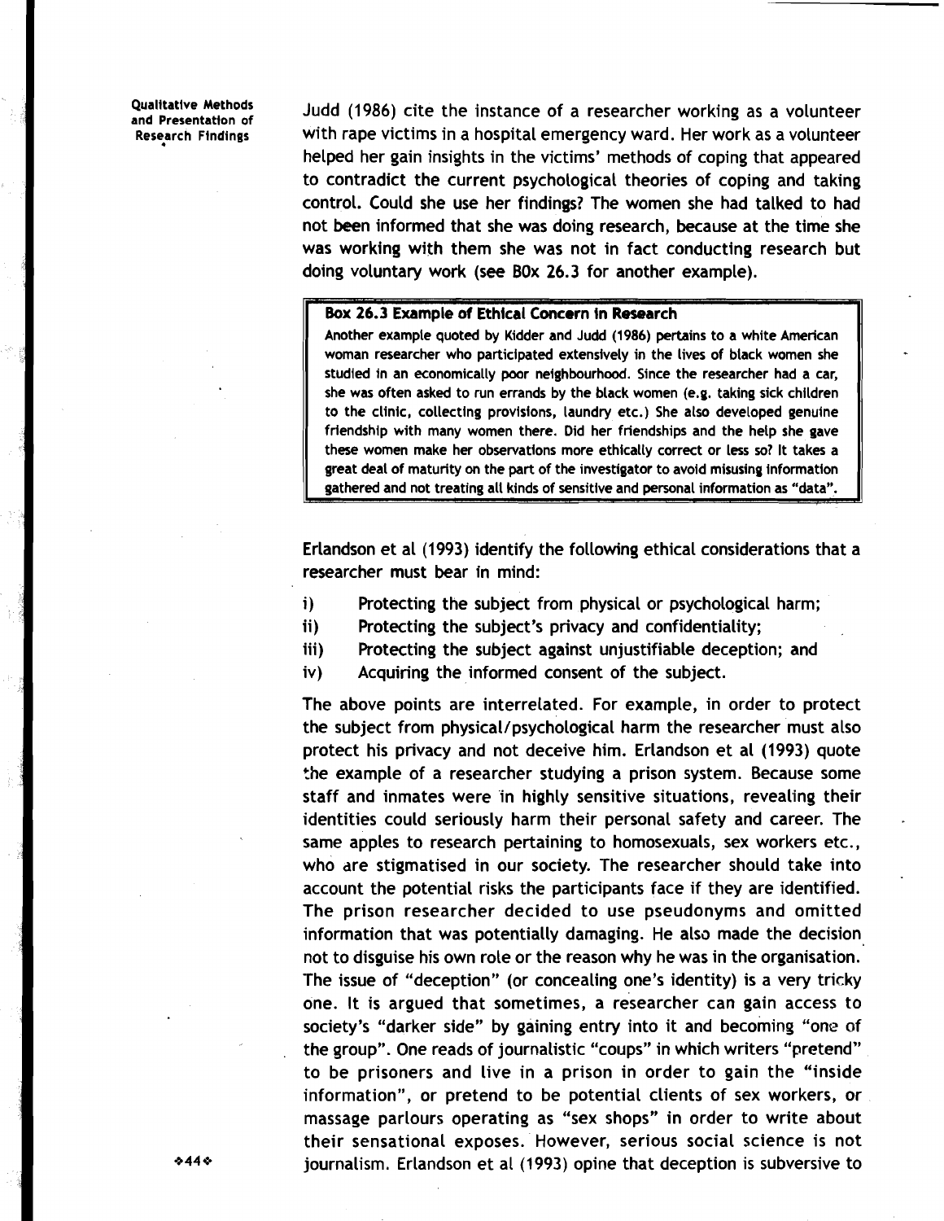Judd (1986) cite the instance of a researcher working as a volunteer with rape victims in a hospital emergency ward. Her work as a volunteer helped her gain insights in the victims' methods of coping that appeared to contradict the current psychological theories of coping and taking control. Could she use her findings? The women she had talked to had not been informed that she was doing research, because at the time she was working with them she was not in fact conducting research but doing voluntary work (see BOx 26.3 for another example).

> **Box 26.3 Example of Ethical Concern in Research**
>
> Another example quoted by Kidder and Judd (1986) pertains to a white American woman researcher who participated extensively in the lives of black women she studied in an economically poor neighbourhood. Since the researcher had a car, she was often asked to run errands by the black women (e.g. taking sick children to the clinic, collecting provisions, laundry etc.) She also developed genuine friendship with many women there. Did her friendships and the help she gave these women make her observations more ethically correct or less so? It takes a great deal of maturity on the part of the investigator to avoid misusing information gathered and not treating all kinds of sensitive and personal information as "data".

Erlandson et al (1993) identify the following ethical considerations that a researcher must bear in mind:

i) Protecting the subject from physical or psychological harm;

ii) Protecting the subject's privacy and confidentiality;

iii) Protecting the subject against unjustifiable deception; and

iv) Acquiring the informed consent of the subject.

The above points are interrelated. For example, in order to protect the subject from physical/psychological harm the researcher must also protect his privacy and not deceive him. Erlandson et al (1993) quote the example of a researcher studying a prison system. Because some staff and inmates were in highly sensitive situations, revealing their identities could seriously harm their personal safety and career. The same apples to research pertaining to homosexuals, sex workers etc., who are stigmatised in our society. The researcher should take into account the potential risks the participants face if they are identified. The prison researcher decided to use pseudonyms and omitted information that was potentially damaging. He also made the decision not to disguise his own role or the reason why he was in the organisation. The issue of "deception" (or concealing one's identity) is a very tricky one. It is argued that sometimes, a researcher can gain access to society's "darker side" by gaining entry into it and becoming "one of the group". One reads of journalistic "coups" in which writers "pretend" to be prisoners and live in a prison in order to gain the "inside information", or pretend to be potential clients of sex workers, or massage parlours operating as "sex shops" in order to write about their sensational exposes. However, serious social science is not journalism. Erlandson et al (1993) opine that deception is subversive to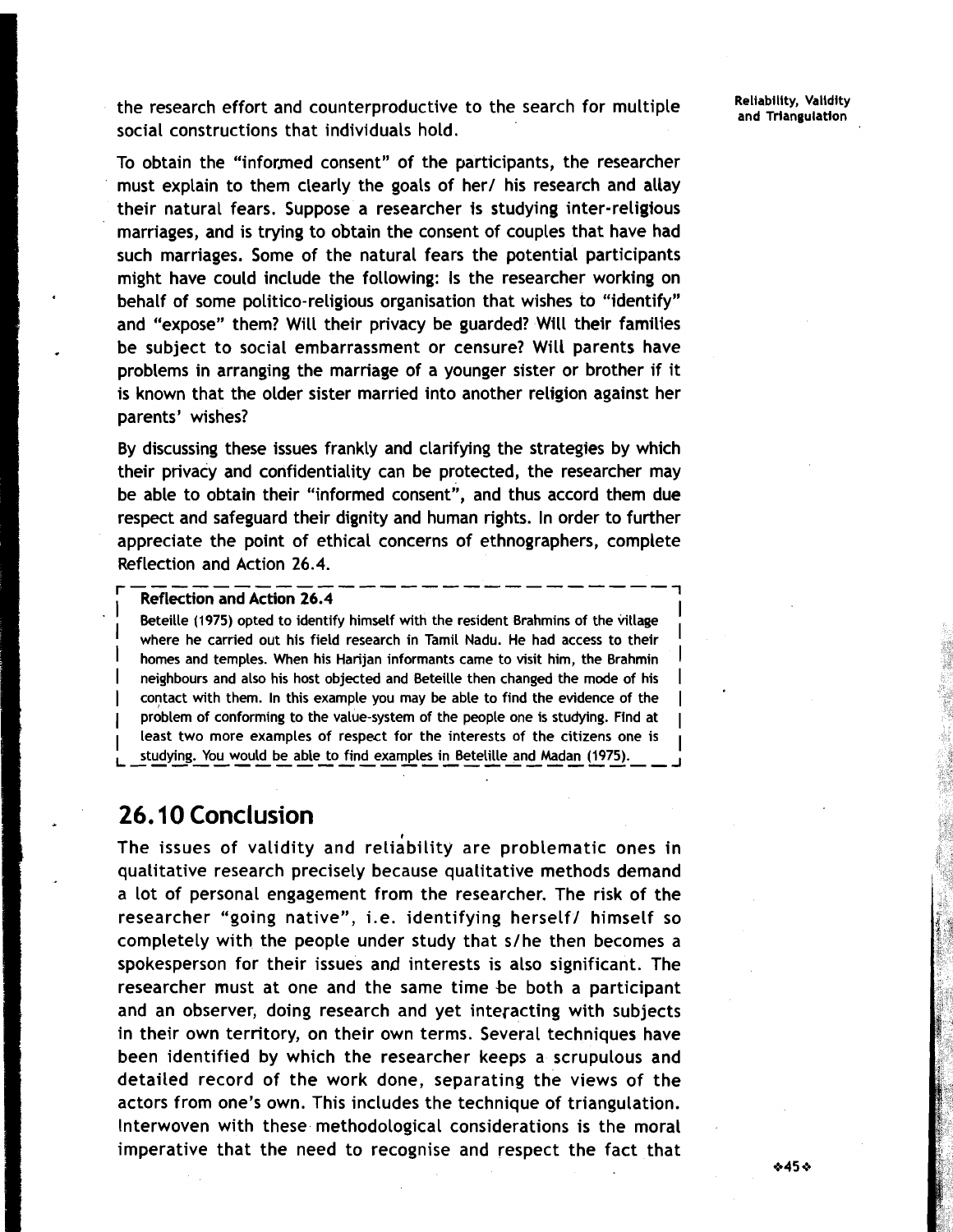the research effort and counterproductive to the search for multiple social constructions that individuals hold.

To obtain the "informed consent" of the participants, the researcher must explain to them clearly the goals of her/ his research and allay their natural fears. Suppose a researcher is studying inter-religious marriages, and is trying to obtain the consent of couples that have had such marriages. Some of the natural fears the potential participants might have could include the following: Is the researcher working on behalf of some politico-religious organisation that wishes to "identify" and "expose" them? Will their privacy be guarded? Will their families be subject to social embarrassment or censure? Will parents have problems in arranging the marriage of a younger sister or brother if it is known that the older sister married into another religion against her parents' wishes?

By discussing these issues frankly and clarifying the strategies by which their privacy and confidentiality can be protected, the researcher may be able to obtain their "informed consent", and thus accord them due respect and safeguard their dignity and human rights. In order to further appreciate the point of ethical concerns of ethnographers, complete Reflection and Action 26.4.

**Reflection and Action 26.4**

Beteille (1975) opted to identify himself with the resident Brahmins of the village where he carried out his field research in Tamil Nadu. He had access to their homes and temples. When his Harijan informants came to visit him, the Brahmin neighbours and also his host objected and Beteille then changed the mode of his contact with them. In this example you may be able to find the evidence of the problem of conforming to the value-system of the people one is studying. Find at least two more examples of respect for the interests of the citizens one is studying. You would be able to find examples in Betelille and Madan (1975).

## 26.10 Conclusion

The issues of validity and reliability are problematic ones in qualitative research precisely because qualitative methods demand a lot of personal engagement from the researcher. The risk of the researcher "going native", i.e. identifying herself/ himself so completely with the people under study that s/he then becomes a spokesperson for their issues and interests is also significant. The researcher must at one and the same time be both a participant and an observer, doing research and yet interacting with subjects in their own territory, on their own terms. Several techniques have been identified by which the researcher keeps a scrupulous and detailed record of the work done, separating the views of the actors from one's own. This includes the technique of triangulation. Interwoven with these methodological considerations is the moral imperative that the need to recognise and respect the fact that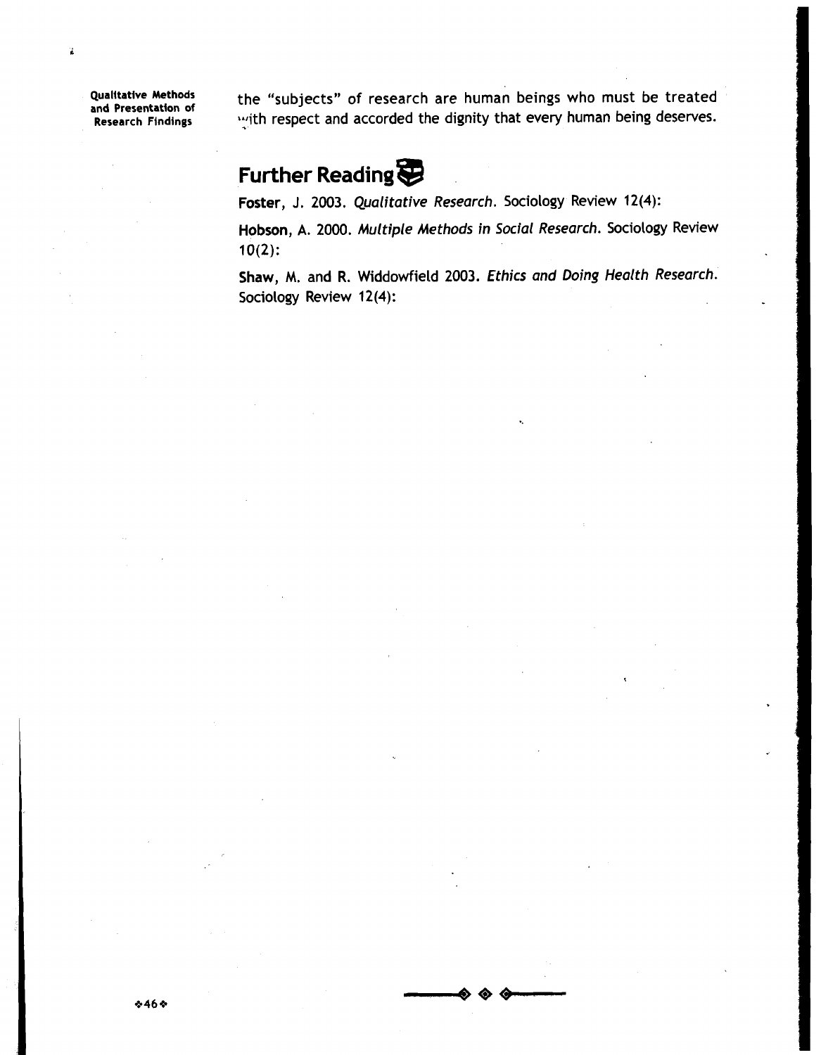the "subjects" of research are human beings who must be treated with respect and accorded the dignity that every human being deserves.

## Further Reading

**Foster**, J. 2003. *Qualitative Research.* Sociology Review 12(4):

**Hobson**, A. 2000. *Multiple Methods in Social Research.* Sociology Review 10(2):

**Shaw**, M. and R. Widdowfield 2003. *Ethics and Doing Health Research.* Sociology Review 12(4):